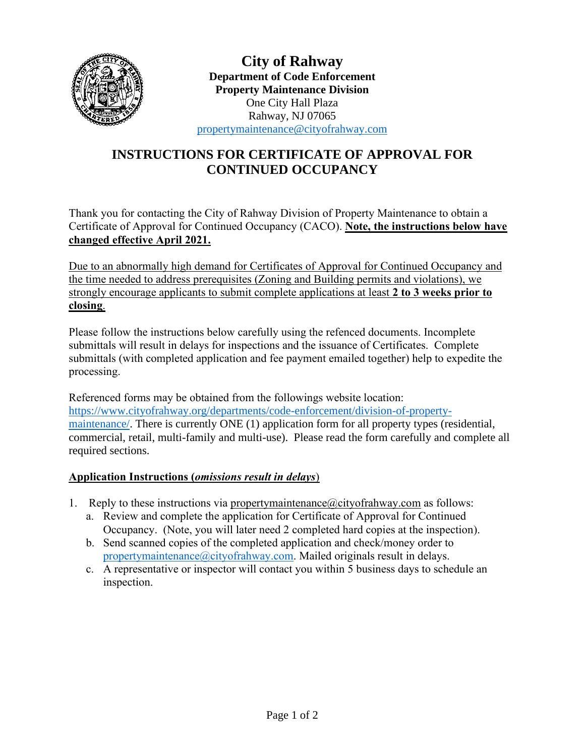# City of Rahway

**Department of Code Enforcement**
**Property Maintenance Division**
One City Hall Plaza
Rahway, NJ 07065
propertymaintenance@cityofrahway.com

## INSTRUCTIONS FOR CERTIFICATE OF APPROVAL FOR CONTINUED OCCUPANCY

Thank you for contacting the City of Rahway Division of Property Maintenance to obtain a Certificate of Approval for Continued Occupancy (CACO). **Note, the instructions below have changed effective April 2021.**

Due to an abnormally high demand for Certificates of Approval for Continued Occupancy and the time needed to address prerequisites (Zoning and Building permits and violations), we strongly encourage applicants to submit complete applications at least **2 to 3 weeks prior to closing**.

Please follow the instructions below carefully using the refenced documents. Incomplete submittals will result in delays for inspections and the issuance of Certificates. Complete submittals (with completed application and fee payment emailed together) help to expedite the processing.

Referenced forms may be obtained from the followings website location: https://www.cityofrahway.org/departments/code-enforcement/division-of-property-maintenance/. There is currently ONE (1) application form for all property types (residential, commercial, retail, multi-family and multi-use). Please read the form carefully and complete all required sections.

### Application Instructions (*omissions result in delays*)

1. Reply to these instructions via propertymaintenance@cityofrahway.com as follows:
   a. Review and complete the application for Certificate of Approval for Continued Occupancy. (Note, you will later need 2 completed hard copies at the inspection).
   b. Send scanned copies of the completed application and check/money order to propertymaintenance@cityofrahway.com. Mailed originals result in delays.
   c. A representative or inspector will contact you within 5 business days to schedule an inspection.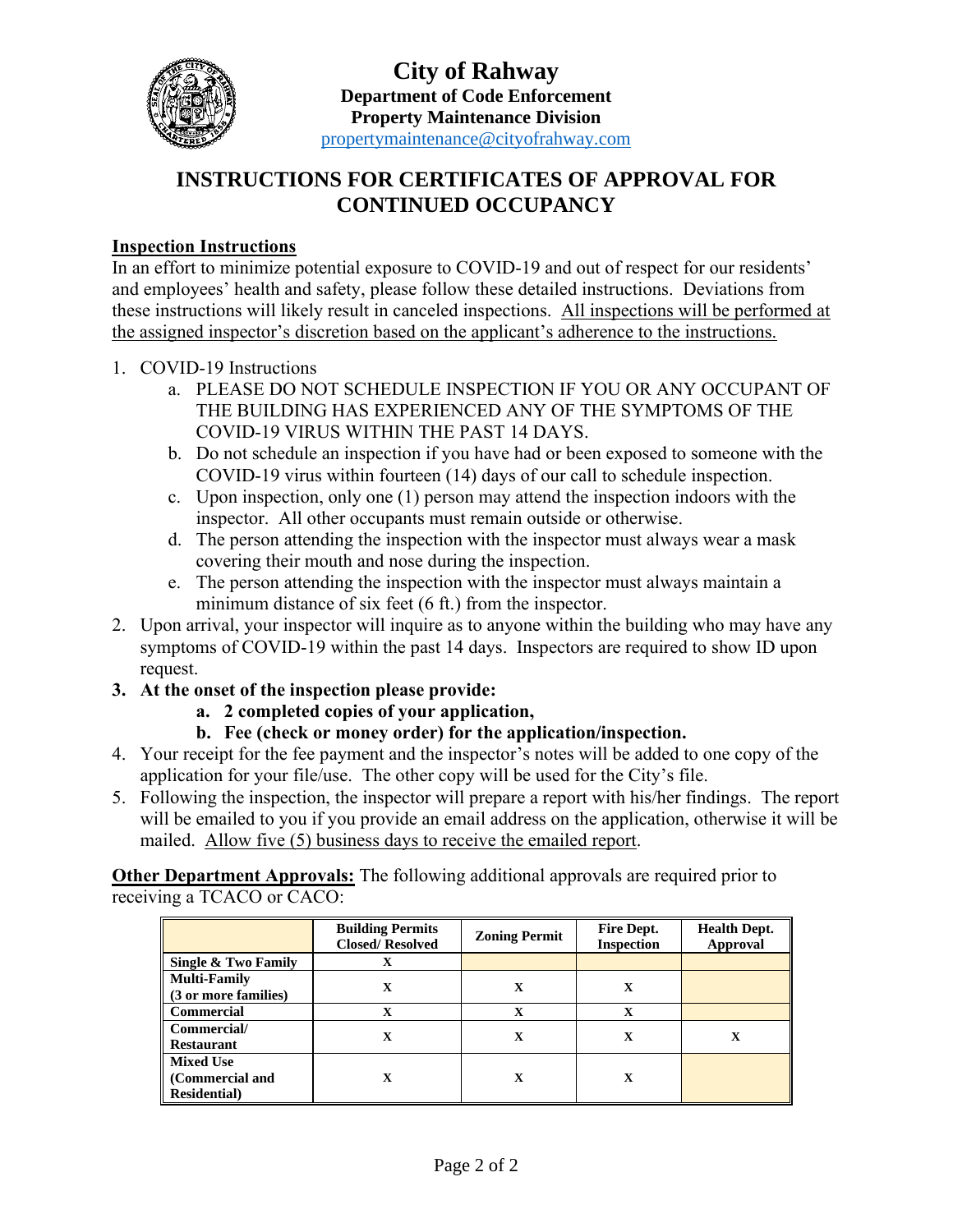# City of Rahway

**Department of Code Enforcement**
**Property Maintenance Division**
propertymaintenance@cityofrahway.com

## INSTRUCTIONS FOR CERTIFICATES OF APPROVAL FOR CONTINUED OCCUPANCY

**Inspection Instructions**

In an effort to minimize potential exposure to COVID-19 and out of respect for our residents' and employees' health and safety, please follow these detailed instructions. Deviations from these instructions will likely result in canceled inspections. All inspections will be performed at the assigned inspector's discretion based on the applicant's adherence to the instructions.

1. COVID-19 Instructions
   a. PLEASE DO NOT SCHEDULE INSPECTION IF YOU OR ANY OCCUPANT OF THE BUILDING HAS EXPERIENCED ANY OF THE SYMPTOMS OF THE COVID-19 VIRUS WITHIN THE PAST 14 DAYS.
   b. Do not schedule an inspection if you have had or been exposed to someone with the COVID-19 virus within fourteen (14) days of our call to schedule inspection.
   c. Upon inspection, only one (1) person may attend the inspection indoors with the inspector. All other occupants must remain outside or otherwise.
   d. The person attending the inspection with the inspector must always wear a mask covering their mouth and nose during the inspection.
   e. The person attending the inspection with the inspector must always maintain a minimum distance of six feet (6 ft.) from the inspector.
2. Upon arrival, your inspector will inquire as to anyone within the building who may have any symptoms of COVID-19 within the past 14 days. Inspectors are required to show ID upon request.
3. **At the onset of the inspection please provide:**
   a. **2 completed copies of your application,**
   b. **Fee (check or money order) for the application/inspection.**
4. Your receipt for the fee payment and the inspector's notes will be added to one copy of the application for your file/use. The other copy will be used for the City's file.
5. Following the inspection, the inspector will prepare a report with his/her findings. The report will be emailed to you if you provide an email address on the application, otherwise it will be mailed. Allow five (5) business days to receive the emailed report.

**Other Department Approvals:** The following additional approvals are required prior to receiving a TCACO or CACO:

| | Building Permits Closed/ Resolved | Zoning Permit | Fire Dept. Inspection | Health Dept. Approval |
|---|---|---|---|---|
| Single & Two Family | X | | | |
| Multi-Family (3 or more families) | X | X | X | |
| Commercial | X | X | X | |
| Commercial/ Restaurant | X | X | X | X |
| Mixed Use (Commercial and Residential) | X | X | X | |